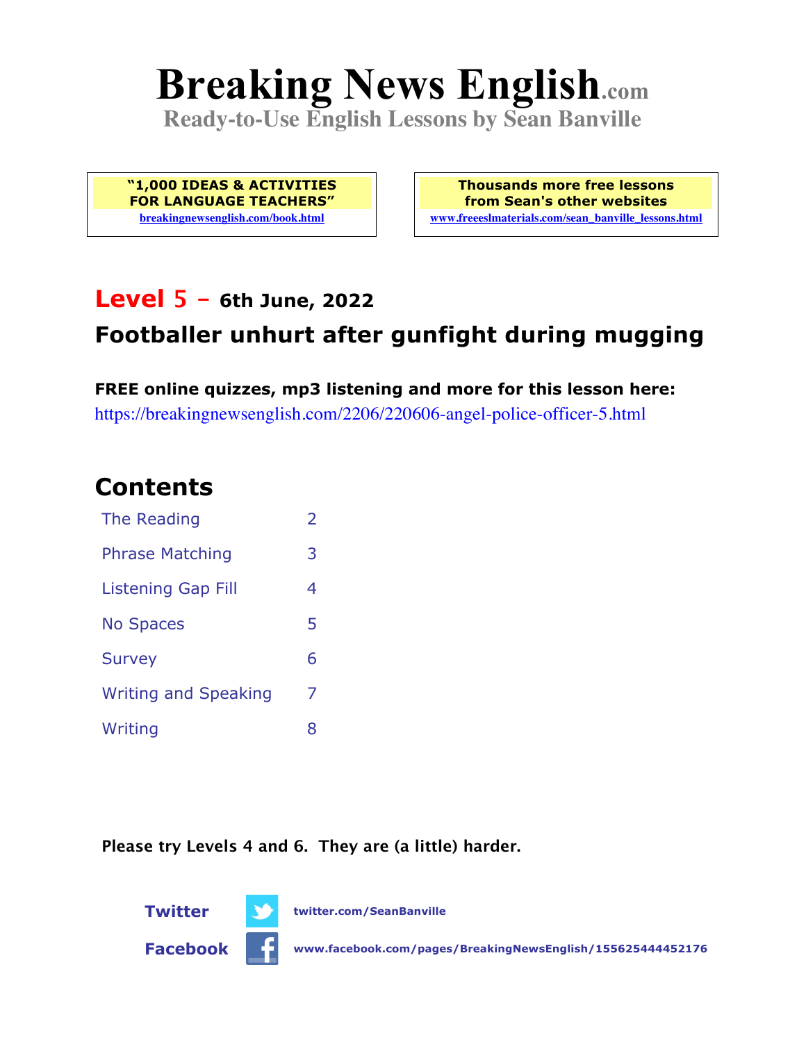# Breaking News English.com

**Ready-to-Use English Lessons by Sean Banville**

**"1,000 IDEAS & ACTIVITIES FOR LANGUAGE TEACHERS"**
breakingnewsenglish.com/book.html

**Thousands more free lessons from Sean's other websites**
www.freeeslmaterials.com/sean_banville_lessons.html

## Level 5 - 6th June, 2022

## Footballer unhurt after gunfight during mugging

**FREE online quizzes, mp3 listening and more for this lesson here:**
https://breakingnewsenglish.com/2206/220606-angel-police-officer-5.html

## Contents

| | |
|---|---|
| The Reading | 2 |
| Phrase Matching | 3 |
| Listening Gap Fill | 4 |
| No Spaces | 5 |
| Survey | 6 |
| Writing and Speaking | 7 |
| Writing | 8 |

**Please try Levels 4 and 6. They are (a little) harder.**

**Twitter** twitter.com/SeanBanville

**Facebook** www.facebook.com/pages/BreakingNewsEnglish/155625444452176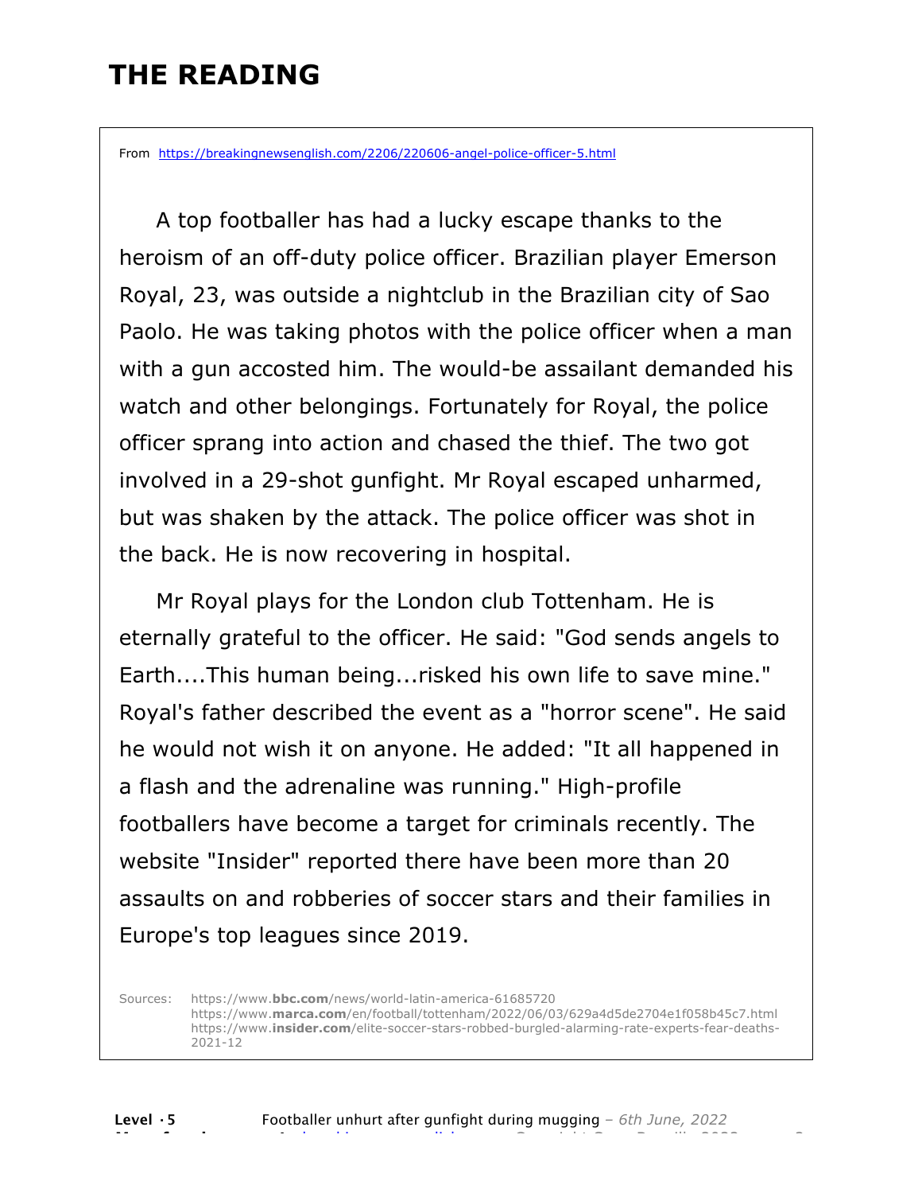# THE READING

From https://breakingnewsenglish.com/2206/220606-angel-police-officer-5.html

A top footballer has had a lucky escape thanks to the heroism of an off-duty police officer. Brazilian player Emerson Royal, 23, was outside a nightclub in the Brazilian city of Sao Paolo. He was taking photos with the police officer when a man with a gun accosted him. The would-be assailant demanded his watch and other belongings. Fortunately for Royal, the police officer sprang into action and chased the thief. The two got involved in a 29-shot gunfight. Mr Royal escaped unharmed, but was shaken by the attack. The police officer was shot in the back. He is now recovering in hospital.

Mr Royal plays for the London club Tottenham. He is eternally grateful to the officer. He said: "God sends angels to Earth....This human being...risked his own life to save mine." Royal's father described the event as a "horror scene". He said he would not wish it on anyone. He added: "It all happened in a flash and the adrenaline was running." High-profile footballers have become a target for criminals recently. The website "Insider" reported there have been more than 20 assaults on and robberies of soccer stars and their families in Europe's top leagues since 2019.

Sources:
https://www.**bbc.com**/news/world-latin-america-61685720
https://www.**marca.com**/en/football/tottenham/2022/06/03/629a4d5de2704e1f058b45c7.html
https://www.**insider.com**/elite-soccer-stars-robbed-burgled-alarming-rate-experts-fear-deaths-2021-12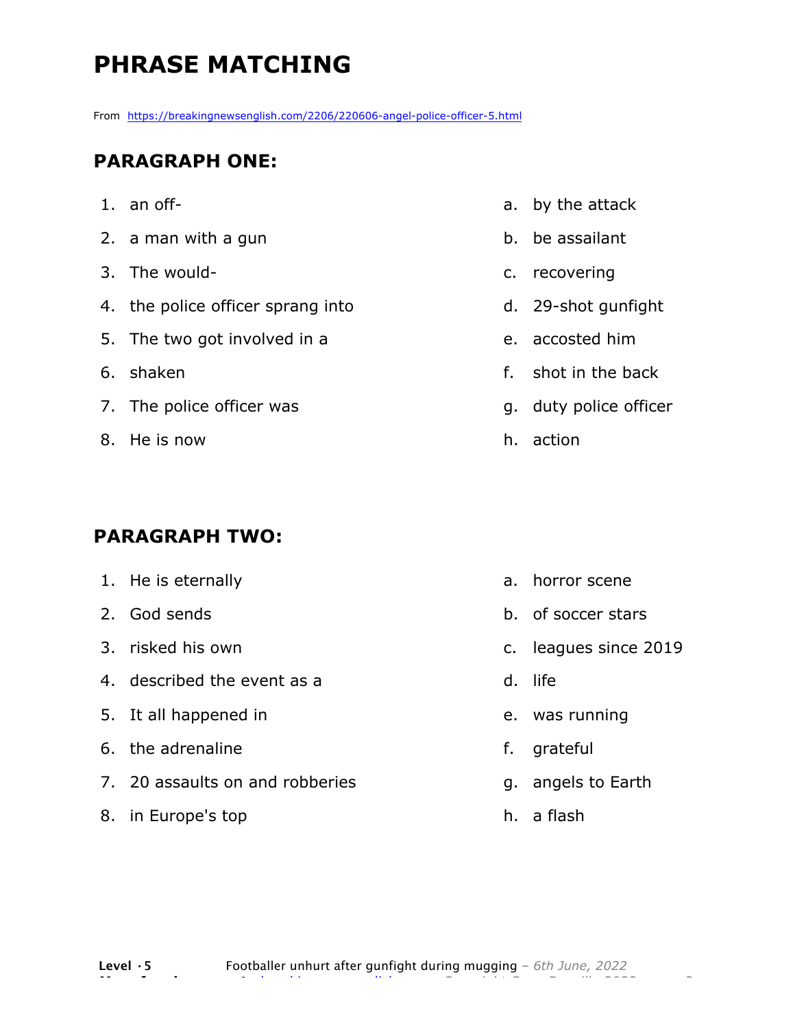# PHRASE MATCHING

From https://breakingnewsenglish.com/2206/220606-angel-police-officer-5.html

## PARAGRAPH ONE:

1. an off-
2. a man with a gun
3. The would-
4. the police officer sprang into
5. The two got involved in a
6. shaken
7. The police officer was
8. He is now

a. by the attack
b. be assailant
c. recovering
d. 29-shot gunfight
e. accosted him
f. shot in the back
g. duty police officer
h. action

## PARAGRAPH TWO:

1. He is eternally
2. God sends
3. risked his own
4. described the event as a
5. It all happened in
6. the adrenaline
7. 20 assaults on and robberies
8. in Europe's top

a. horror scene
b. of soccer stars
c. leagues since 2019
d. life
e. was running
f. grateful
g. angels to Earth
h. a flash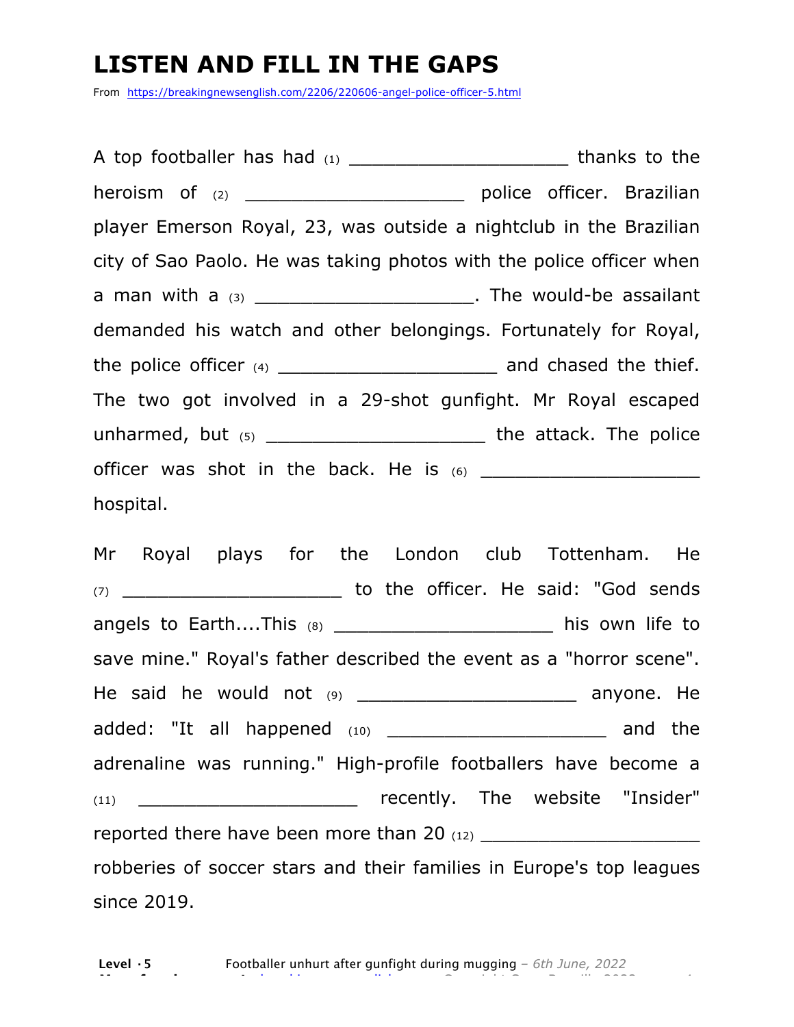# LISTEN AND FILL IN THE GAPS

From https://breakingnewsenglish.com/2206/220606-angel-police-officer-5.html

A top footballer has had (1) ____________________ thanks to the heroism of (2) ____________________ police officer. Brazilian player Emerson Royal, 23, was outside a nightclub in the Brazilian city of Sao Paolo. He was taking photos with the police officer when a man with a (3) ____________________. The would-be assailant demanded his watch and other belongings. Fortunately for Royal, the police officer (4) ____________________ and chased the thief. The two got involved in a 29-shot gunfight. Mr Royal escaped unharmed, but (5) ____________________ the attack. The police officer was shot in the back. He is (6) ____________________ hospital.

Mr Royal plays for the London club Tottenham. He (7) ____________________ to the officer. He said: "God sends angels to Earth....This (8) ____________________ his own life to save mine." Royal's father described the event as a "horror scene". He said he would not (9) ____________________ anyone. He added: "It all happened (10) ____________________ and the adrenaline was running." High-profile footballers have become a (11) ____________________ recently. The website "Insider" reported there have been more than 20 (12) ____________________ robberies of soccer stars and their families in Europe's top leagues since 2019.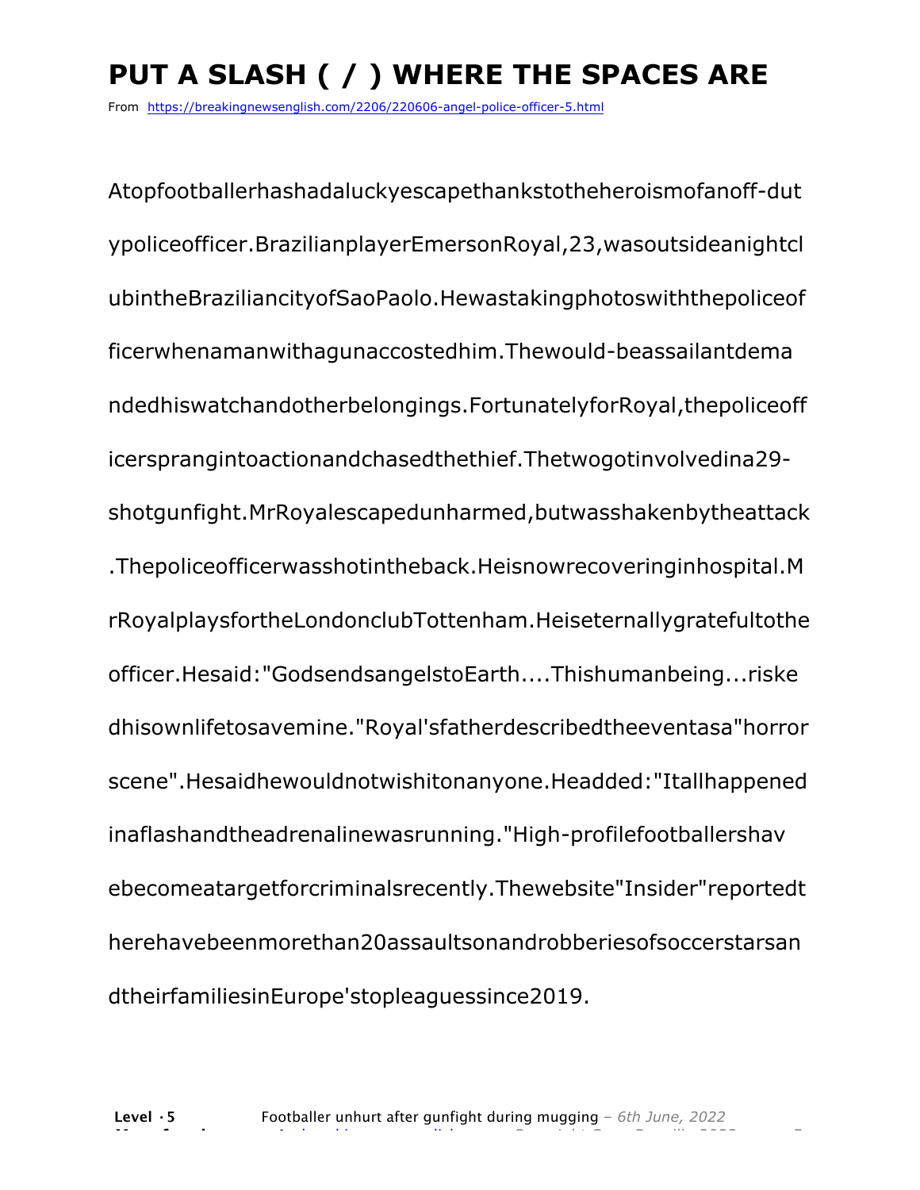# PUT A SLASH ( / ) WHERE THE SPACES ARE

From https://breakingnewsenglish.com/2206/220606-angel-police-officer-5.html

Atopfootballerhashadaluckyescapethankstotheheroismofanoff-dut ypoliceofficer.BrazilianplayerEmersonRoyal,23,wasoutsideanightcl ubintheBraziliancityofSaoPaolo.Hewastakingphotoswiththepoliceof ficerwhenamanwithagunaccostedhim.Thewould-beassailantdema ndedhiswatchandotherbelongings.FortunatelyforRoyal,thepoliceoff icersprangintoactionandchasedthethief.Thetwogotinvolvedina29- shotgunfight.MrRoyalescapedunharmed,butwasshakenbytheattack .Thepoliceofficerwasshotintheback.Heisnowrecoveringinhospital.M rRoyalplaysfortheLondonclubTottenham.Heiseternallygratefultothe officer.Hesaid:"GodsendsangelstoEarth....Thishumanbeing...riske dhisownlifetosavemine."Royal'sfatherdescribedtheeventasa"horror scene".Hesaidhewouldnotwishitonanyone.Headded:"Itallhappened inaflashandtheadrenalinewasrunning."High-profilefootballershav ebecomeatargetforcriminalsrecently.Thewebsite"Insider"reportedt herehavebeenmorethan20assaultsonandrobberiesofsoccerstarsan dtheirfamiliesinEurope'stopleaguessince2019.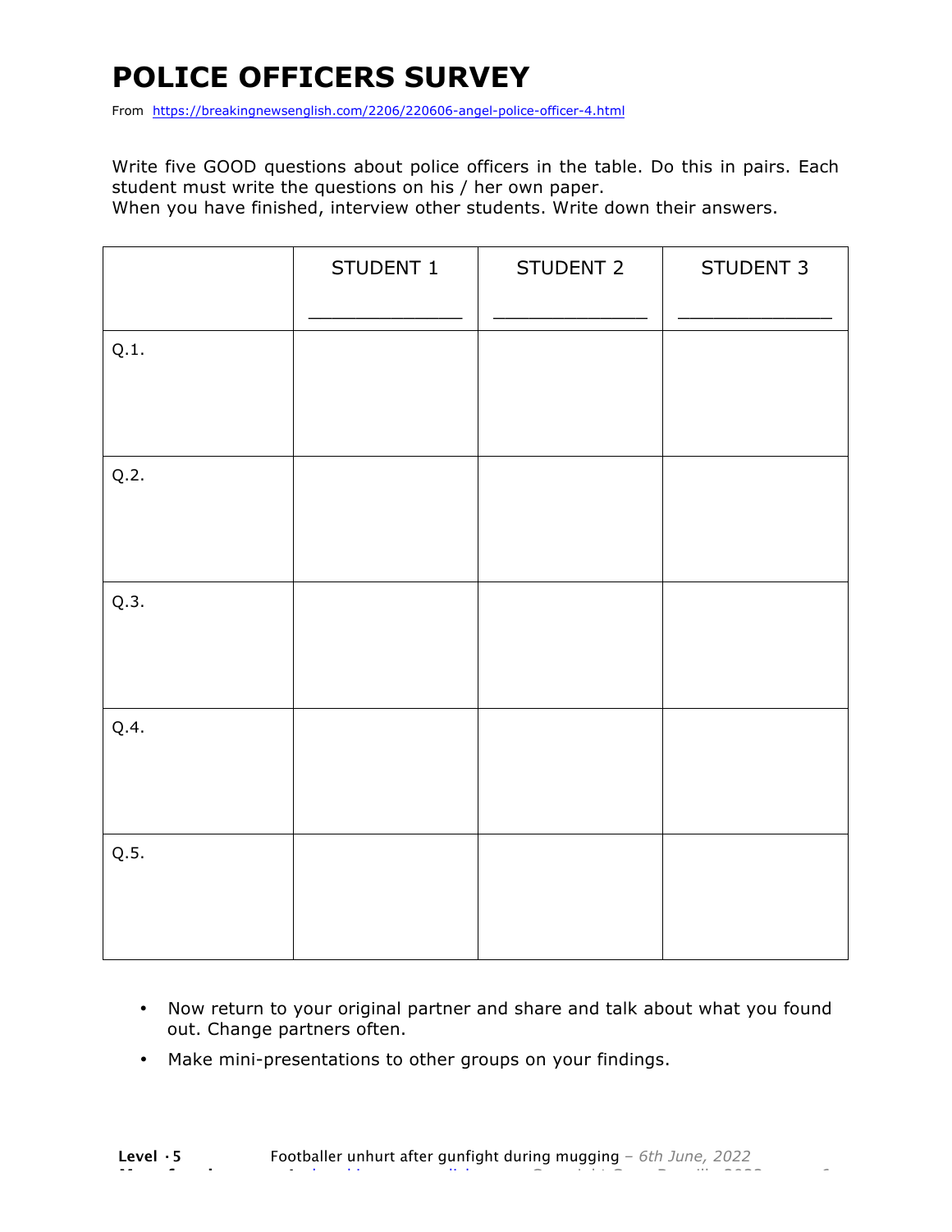# POLICE OFFICERS SURVEY

From https://breakingnewsenglish.com/2206/220606-angel-police-officer-4.html

Write five GOOD questions about police officers in the table. Do this in pairs. Each student must write the questions on his / her own paper.
When you have finished, interview other students. Write down their answers.

| | STUDENT 1<br>_____________ | STUDENT 2<br>_____________ | STUDENT 3<br>_____________ |
|---|---|---|---|
| Q.1. | | | |
| Q.2. | | | |
| Q.3. | | | |
| Q.4. | | | |
| Q.5. | | | |

- Now return to your original partner and share and talk about what you found out. Change partners often.
- Make mini-presentations to other groups on your findings.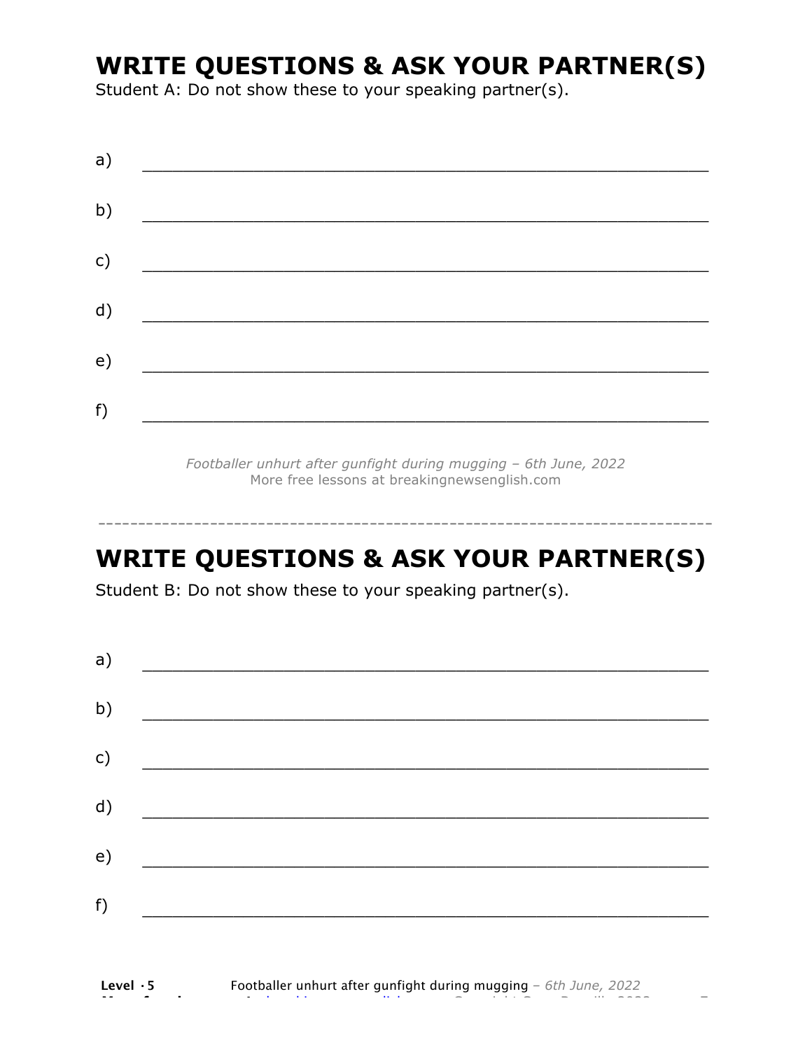# WRITE QUESTIONS & ASK YOUR PARTNER(S)

Student A: Do not show these to your speaking partner(s).

a) ___________________________________________________________

b) ___________________________________________________________

c) ___________________________________________________________

d) ___________________________________________________________

e) ___________________________________________________________

f) ___________________________________________________________

*Footballer unhurt after gunfight during mugging – 6th June, 2022*
More free lessons at breakingnewsenglish.com

---

# WRITE QUESTIONS & ASK YOUR PARTNER(S)

Student B: Do not show these to your speaking partner(s).

a) ___________________________________________________________

b) ___________________________________________________________

c) ___________________________________________________________

d) ___________________________________________________________

e) ___________________________________________________________

f) ___________________________________________________________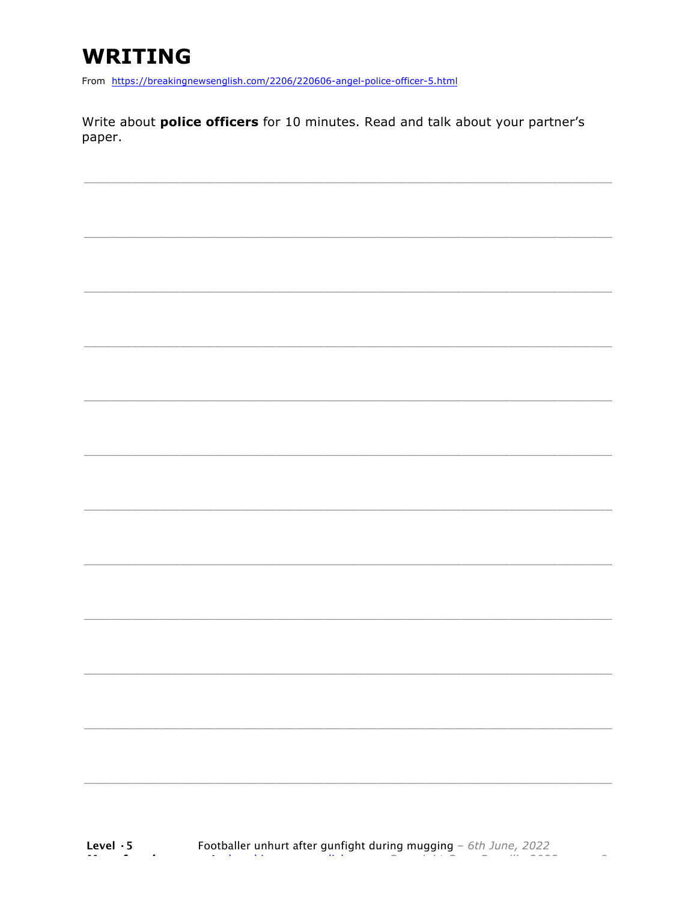# WRITING

From https://breakingnewsenglish.com/2206/220606-angel-police-officer-5.html

Write about **police officers** for 10 minutes. Read and talk about your partner's paper.